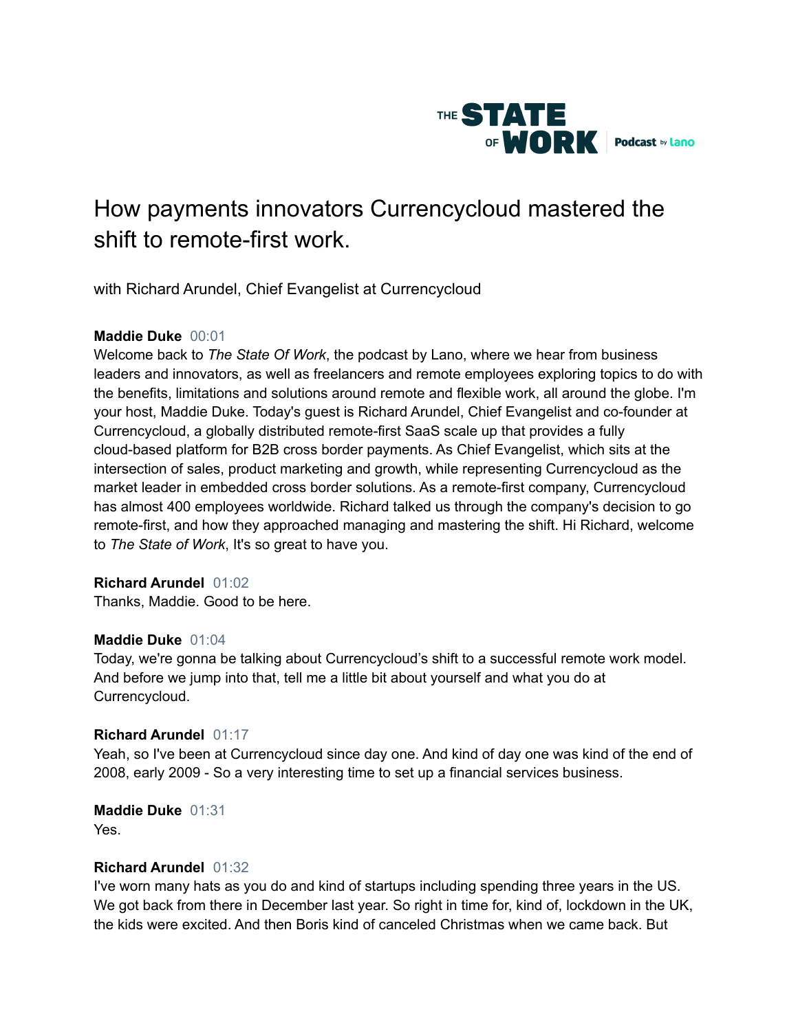THE STATE OF WORK Podcast by Lano

# How payments innovators Currencycloud mastered the shift to remote-first work.

with Richard Arundel, Chief Evangelist at Currencycloud

**Maddie Duke** 00:01
Welcome back to *The State Of Work*, the podcast by Lano, where we hear from business leaders and innovators, as well as freelancers and remote employees exploring topics to do with the benefits, limitations and solutions around remote and flexible work, all around the globe. I'm your host, Maddie Duke. Today's guest is Richard Arundel, Chief Evangelist and co-founder at Currencycloud, a globally distributed remote-first SaaS scale up that provides a fully cloud-based platform for B2B cross border payments. As Chief Evangelist, which sits at the intersection of sales, product marketing and growth, while representing Currencycloud as the market leader in embedded cross border solutions. As a remote-first company, Currencycloud has almost 400 employees worldwide. Richard talked us through the company's decision to go remote-first, and how they approached managing and mastering the shift. Hi Richard, welcome to *The State of Work*, It's so great to have you.

**Richard Arundel** 01:02
Thanks, Maddie. Good to be here.

**Maddie Duke** 01:04
Today, we're gonna be talking about Currencycloud's shift to a successful remote work model. And before we jump into that, tell me a little bit about yourself and what you do at Currencycloud.

**Richard Arundel** 01:17
Yeah, so I've been at Currencycloud since day one. And kind of day one was kind of the end of 2008, early 2009 - So a very interesting time to set up a financial services business.

**Maddie Duke** 01:31
Yes.

**Richard Arundel** 01:32
I've worn many hats as you do and kind of startups including spending three years in the US. We got back from there in December last year. So right in time for, kind of, lockdown in the UK, the kids were excited. And then Boris kind of canceled Christmas when we came back. But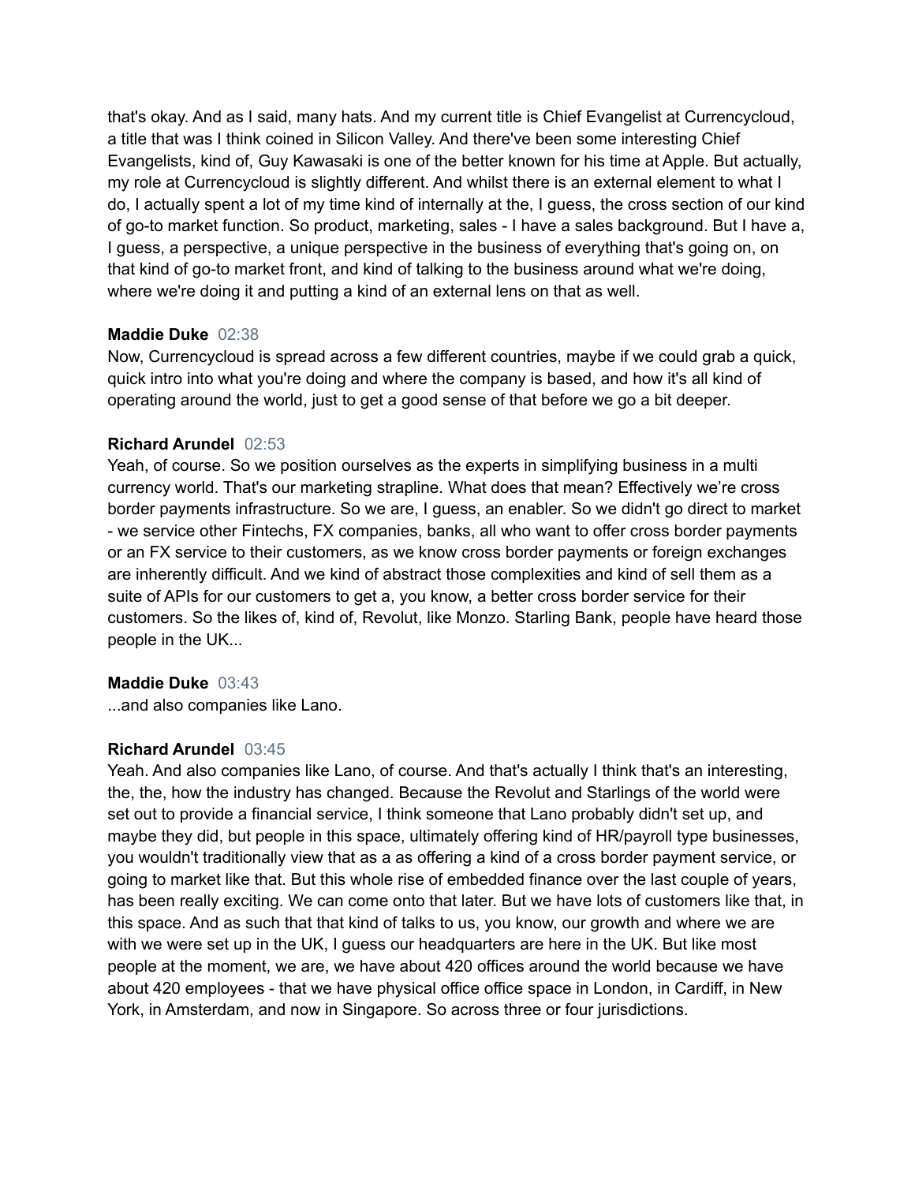that's okay. And as I said, many hats. And my current title is Chief Evangelist at Currencycloud, a title that was I think coined in Silicon Valley. And there've been some interesting Chief Evangelists, kind of, Guy Kawasaki is one of the better known for his time at Apple. But actually, my role at Currencycloud is slightly different. And whilst there is an external element to what I do, I actually spent a lot of my time kind of internally at the, I guess, the cross section of our kind of go-to market function. So product, marketing, sales - I have a sales background. But I have a, I guess, a perspective, a unique perspective in the business of everything that's going on, on that kind of go-to market front, and kind of talking to the business around what we're doing, where we're doing it and putting a kind of an external lens on that as well.

**Maddie Duke** 02:38
Now, Currencycloud is spread across a few different countries, maybe if we could grab a quick, quick intro into what you're doing and where the company is based, and how it's all kind of operating around the world, just to get a good sense of that before we go a bit deeper.

**Richard Arundel** 02:53
Yeah, of course. So we position ourselves as the experts in simplifying business in a multi currency world. That's our marketing strapline. What does that mean? Effectively we're cross border payments infrastructure. So we are, I guess, an enabler. So we didn't go direct to market - we service other Fintechs, FX companies, banks, all who want to offer cross border payments or an FX service to their customers, as we know cross border payments or foreign exchanges are inherently difficult. And we kind of abstract those complexities and kind of sell them as a suite of APIs for our customers to get a, you know, a better cross border service for their customers. So the likes of, kind of, Revolut, like Monzo. Starling Bank, people have heard those people in the UK...

**Maddie Duke** 03:43
...and also companies like Lano.

**Richard Arundel** 03:45
Yeah. And also companies like Lano, of course. And that's actually I think that's an interesting, the, the, how the industry has changed. Because the Revolut and Starlings of the world were set out to provide a financial service, I think someone that Lano probably didn't set up, and maybe they did, but people in this space, ultimately offering kind of HR/payroll type businesses, you wouldn't traditionally view that as a as offering a kind of a cross border payment service, or going to market like that. But this whole rise of embedded finance over the last couple of years, has been really exciting. We can come onto that later. But we have lots of customers like that, in this space. And as such that that kind of talks to us, you know, our growth and where we are with we were set up in the UK, I guess our headquarters are here in the UK. But like most people at the moment, we are, we have about 420 offices around the world because we have about 420 employees - that we have physical office office space in London, in Cardiff, in New York, in Amsterdam, and now in Singapore. So across three or four jurisdictions.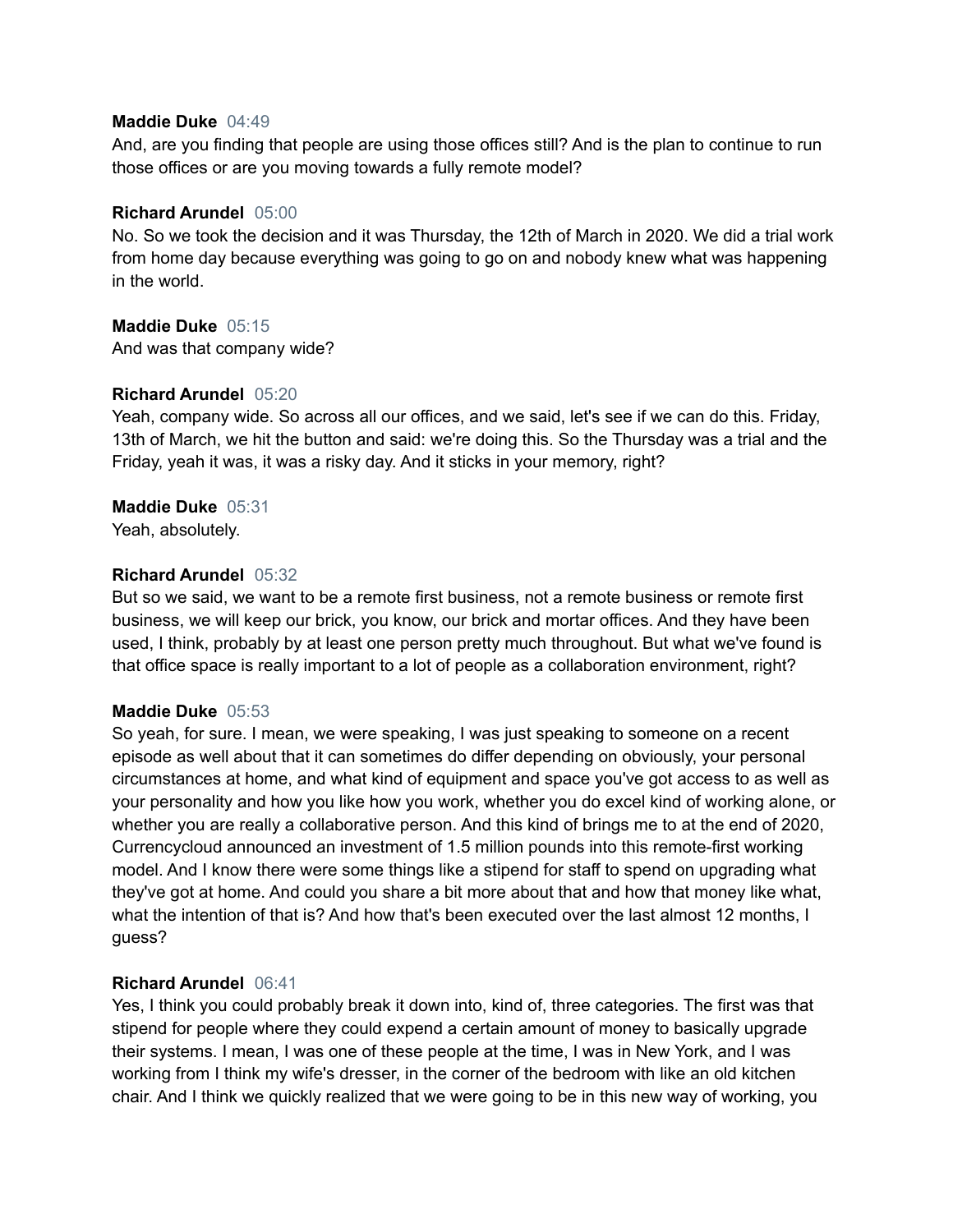**Maddie Duke** 04:49
And, are you finding that people are using those offices still? And is the plan to continue to run those offices or are you moving towards a fully remote model?

**Richard Arundel** 05:00
No. So we took the decision and it was Thursday, the 12th of March in 2020. We did a trial work from home day because everything was going to go on and nobody knew what was happening in the world.

**Maddie Duke** 05:15
And was that company wide?

**Richard Arundel** 05:20
Yeah, company wide. So across all our offices, and we said, let's see if we can do this. Friday, 13th of March, we hit the button and said: we're doing this. So the Thursday was a trial and the Friday, yeah it was, it was a risky day. And it sticks in your memory, right?

**Maddie Duke** 05:31
Yeah, absolutely.

**Richard Arundel** 05:32
But so we said, we want to be a remote first business, not a remote business or remote first business, we will keep our brick, you know, our brick and mortar offices. And they have been used, I think, probably by at least one person pretty much throughout. But what we've found is that office space is really important to a lot of people as a collaboration environment, right?

**Maddie Duke** 05:53
So yeah, for sure. I mean, we were speaking, I was just speaking to someone on a recent episode as well about that it can sometimes do differ depending on obviously, your personal circumstances at home, and what kind of equipment and space you've got access to as well as your personality and how you like how you work, whether you do excel kind of working alone, or whether you are really a collaborative person. And this kind of brings me to at the end of 2020, Currencycloud announced an investment of 1.5 million pounds into this remote-first working model. And I know there were some things like a stipend for staff to spend on upgrading what they've got at home. And could you share a bit more about that and how that money like what, what the intention of that is? And how that's been executed over the last almost 12 months, I guess?

**Richard Arundel** 06:41
Yes, I think you could probably break it down into, kind of, three categories. The first was that stipend for people where they could expend a certain amount of money to basically upgrade their systems. I mean, I was one of these people at the time, I was in New York, and I was working from I think my wife's dresser, in the corner of the bedroom with like an old kitchen chair. And I think we quickly realized that we were going to be in this new way of working, you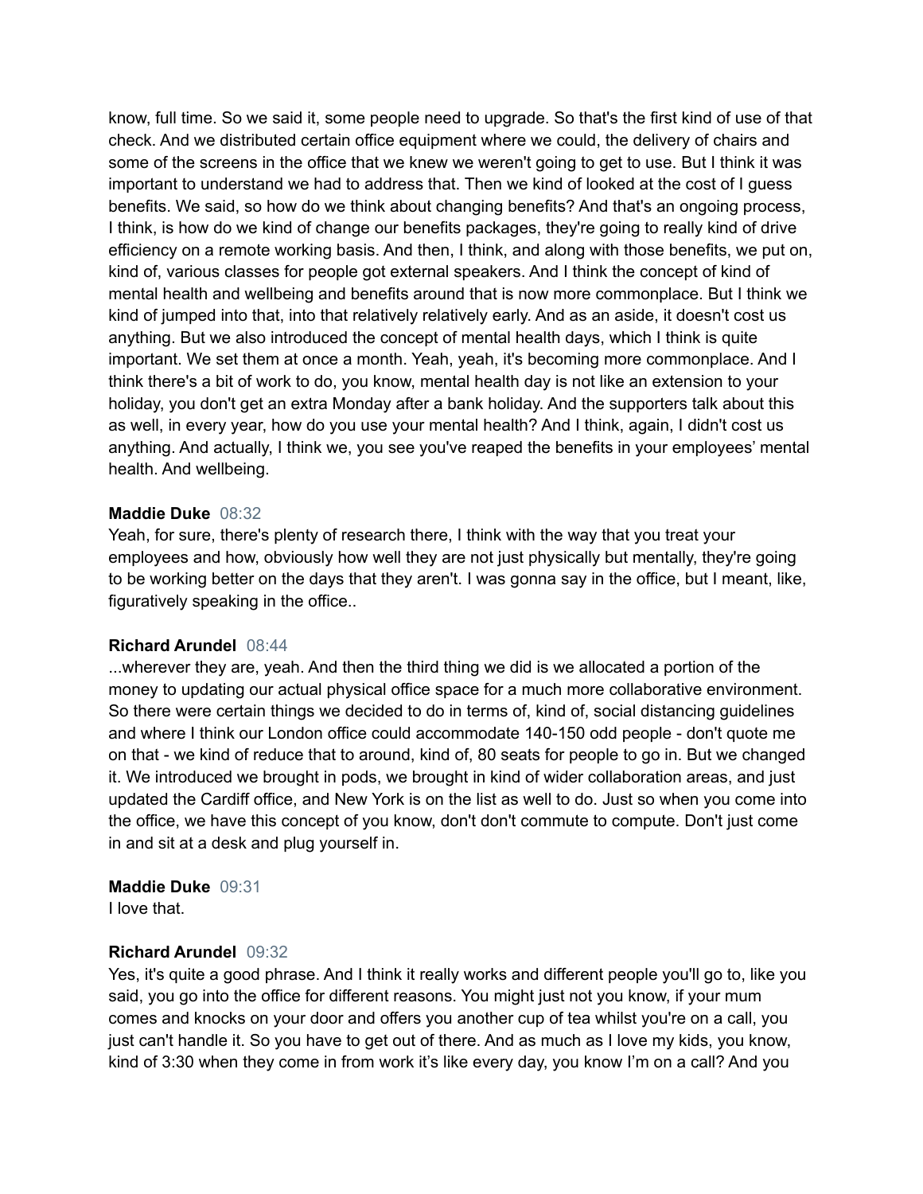know, full time. So we said it, some people need to upgrade. So that's the first kind of use of that check. And we distributed certain office equipment where we could, the delivery of chairs and some of the screens in the office that we knew we weren't going to get to use. But I think it was important to understand we had to address that. Then we kind of looked at the cost of I guess benefits. We said, so how do we think about changing benefits? And that's an ongoing process, I think, is how do we kind of change our benefits packages, they're going to really kind of drive efficiency on a remote working basis. And then, I think, and along with those benefits, we put on, kind of, various classes for people got external speakers. And I think the concept of kind of mental health and wellbeing and benefits around that is now more commonplace. But I think we kind of jumped into that, into that relatively relatively early. And as an aside, it doesn't cost us anything. But we also introduced the concept of mental health days, which I think is quite important. We set them at once a month. Yeah, yeah, it's becoming more commonplace. And I think there's a bit of work to do, you know, mental health day is not like an extension to your holiday, you don't get an extra Monday after a bank holiday. And the supporters talk about this as well, in every year, how do you use your mental health? And I think, again, I didn't cost us anything. And actually, I think we, you see you've reaped the benefits in your employees' mental health. And wellbeing.

**Maddie Duke** 08:32
Yeah, for sure, there's plenty of research there, I think with the way that you treat your employees and how, obviously how well they are not just physically but mentally, they're going to be working better on the days that they aren't. I was gonna say in the office, but I meant, like, figuratively speaking in the office..

**Richard Arundel** 08:44
...wherever they are, yeah. And then the third thing we did is we allocated a portion of the money to updating our actual physical office space for a much more collaborative environment. So there were certain things we decided to do in terms of, kind of, social distancing guidelines and where I think our London office could accommodate 140-150 odd people - don't quote me on that - we kind of reduce that to around, kind of, 80 seats for people to go in. But we changed it. We introduced we brought in pods, we brought in kind of wider collaboration areas, and just updated the Cardiff office, and New York is on the list as well to do. Just so when you come into the office, we have this concept of you know, don't don't commute to compute. Don't just come in and sit at a desk and plug yourself in.

**Maddie Duke** 09:31
I love that.

**Richard Arundel** 09:32
Yes, it's quite a good phrase. And I think it really works and different people you'll go to, like you said, you go into the office for different reasons. You might just not you know, if your mum comes and knocks on your door and offers you another cup of tea whilst you're on a call, you just can't handle it. So you have to get out of there. And as much as I love my kids, you know, kind of 3:30 when they come in from work it's like every day, you know I'm on a call? And you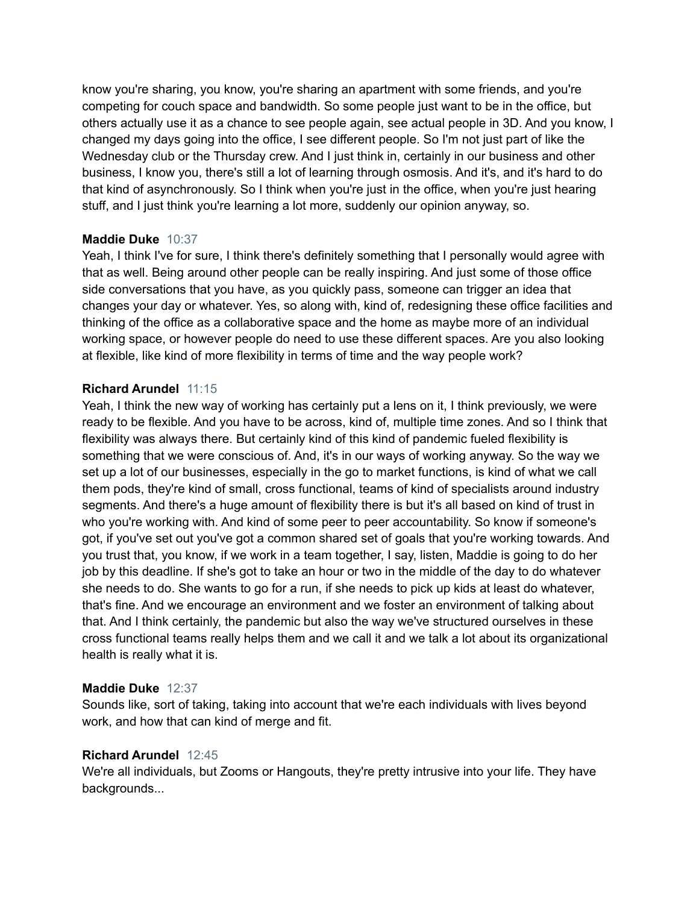know you're sharing, you know, you're sharing an apartment with some friends, and you're competing for couch space and bandwidth. So some people just want to be in the office, but others actually use it as a chance to see people again, see actual people in 3D. And you know, I changed my days going into the office, I see different people. So I'm not just part of like the Wednesday club or the Thursday crew. And I just think in, certainly in our business and other business, I know you, there's still a lot of learning through osmosis. And it's, and it's hard to do that kind of asynchronously. So I think when you're just in the office, when you're just hearing stuff, and I just think you're learning a lot more, suddenly our opinion anyway, so.

**Maddie Duke** 10:37
Yeah, I think I've for sure, I think there's definitely something that I personally would agree with that as well. Being around other people can be really inspiring. And just some of those office side conversations that you have, as you quickly pass, someone can trigger an idea that changes your day or whatever. Yes, so along with, kind of, redesigning these office facilities and thinking of the office as a collaborative space and the home as maybe more of an individual working space, or however people do need to use these different spaces. Are you also looking at flexible, like kind of more flexibility in terms of time and the way people work?

**Richard Arundel** 11:15
Yeah, I think the new way of working has certainly put a lens on it, I think previously, we were ready to be flexible. And you have to be across, kind of, multiple time zones. And so I think that flexibility was always there. But certainly kind of this kind of pandemic fueled flexibility is something that we were conscious of. And, it's in our ways of working anyway. So the way we set up a lot of our businesses, especially in the go to market functions, is kind of what we call them pods, they're kind of small, cross functional, teams of kind of specialists around industry segments. And there's a huge amount of flexibility there is but it's all based on kind of trust in who you're working with. And kind of some peer to peer accountability. So know if someone's got, if you've set out you've got a common shared set of goals that you're working towards. And you trust that, you know, if we work in a team together, I say, listen, Maddie is going to do her job by this deadline. If she's got to take an hour or two in the middle of the day to do whatever she needs to do. She wants to go for a run, if she needs to pick up kids at least do whatever, that's fine. And we encourage an environment and we foster an environment of talking about that. And I think certainly, the pandemic but also the way we've structured ourselves in these cross functional teams really helps them and we call it and we talk a lot about its organizational health is really what it is.

**Maddie Duke** 12:37
Sounds like, sort of taking, taking into account that we're each individuals with lives beyond work, and how that can kind of merge and fit.

**Richard Arundel** 12:45
We're all individuals, but Zooms or Hangouts, they're pretty intrusive into your life. They have backgrounds...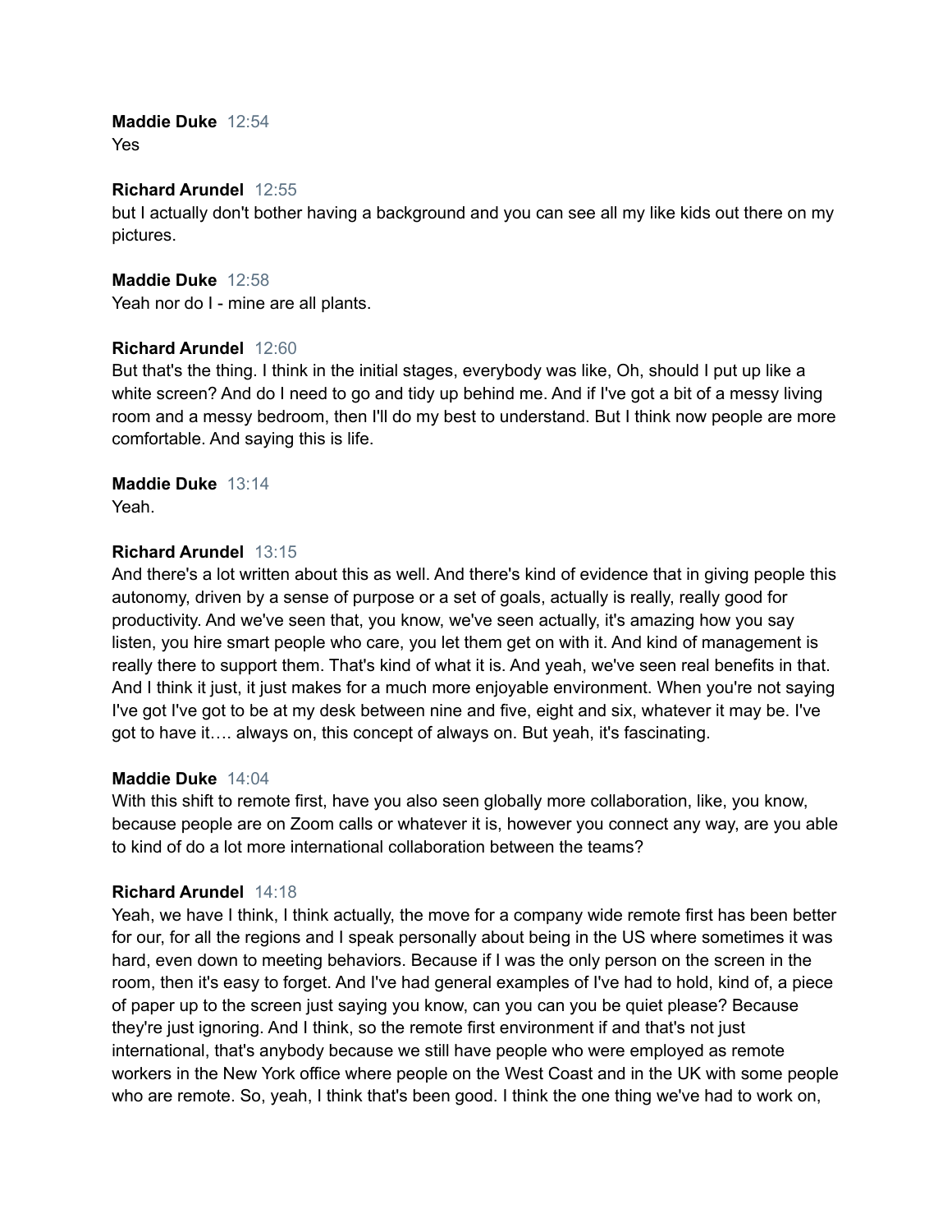**Maddie Duke** 12:54
Yes

**Richard Arundel** 12:55
but I actually don't bother having a background and you can see all my like kids out there on my pictures.

**Maddie Duke** 12:58
Yeah nor do I - mine are all plants.

**Richard Arundel** 12:60
But that's the thing. I think in the initial stages, everybody was like, Oh, should I put up like a white screen? And do I need to go and tidy up behind me. And if I've got a bit of a messy living room and a messy bedroom, then I'll do my best to understand. But I think now people are more comfortable. And saying this is life.

**Maddie Duke** 13:14
Yeah.

**Richard Arundel** 13:15
And there's a lot written about this as well. And there's kind of evidence that in giving people this autonomy, driven by a sense of purpose or a set of goals, actually is really, really good for productivity. And we've seen that, you know, we've seen actually, it's amazing how you say listen, you hire smart people who care, you let them get on with it. And kind of management is really there to support them. That's kind of what it is. And yeah, we've seen real benefits in that. And I think it just, it just makes for a much more enjoyable environment. When you're not saying I've got I've got to be at my desk between nine and five, eight and six, whatever it may be. I've got to have it…. always on, this concept of always on. But yeah, it's fascinating.

**Maddie Duke** 14:04
With this shift to remote first, have you also seen globally more collaboration, like, you know, because people are on Zoom calls or whatever it is, however you connect any way, are you able to kind of do a lot more international collaboration between the teams?

**Richard Arundel** 14:18
Yeah, we have I think, I think actually, the move for a company wide remote first has been better for our, for all the regions and I speak personally about being in the US where sometimes it was hard, even down to meeting behaviors. Because if I was the only person on the screen in the room, then it's easy to forget. And I've had general examples of I've had to hold, kind of, a piece of paper up to the screen just saying you know, can you can you be quiet please? Because they're just ignoring. And I think, so the remote first environment if and that's not just international, that's anybody because we still have people who were employed as remote workers in the New York office where people on the West Coast and in the UK with some people who are remote. So, yeah, I think that's been good. I think the one thing we've had to work on,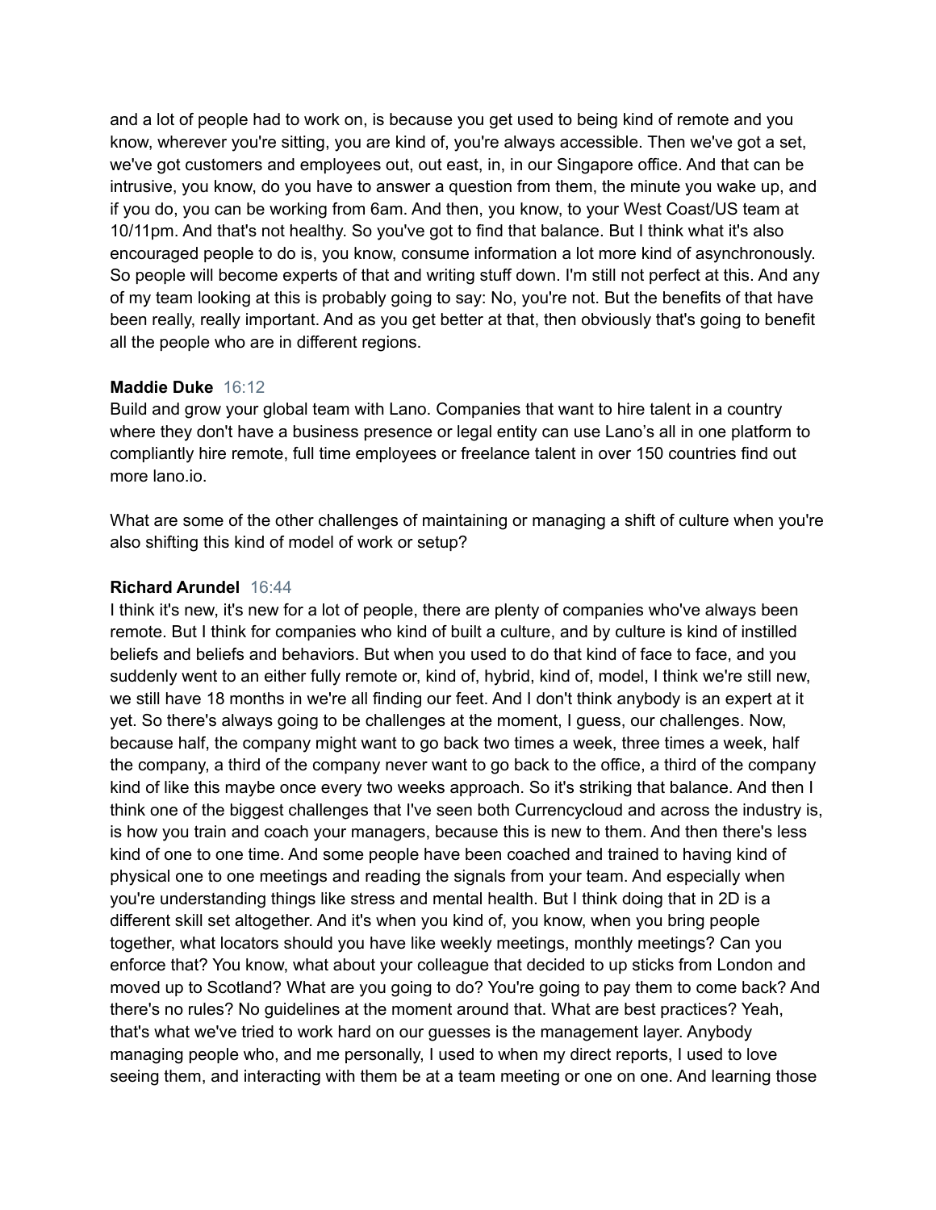and a lot of people had to work on, is because you get used to being kind of remote and you know, wherever you're sitting, you are kind of, you're always accessible. Then we've got a set, we've got customers and employees out, out east, in, in our Singapore office. And that can be intrusive, you know, do you have to answer a question from them, the minute you wake up, and if you do, you can be working from 6am. And then, you know, to your West Coast/US team at 10/11pm. And that's not healthy. So you've got to find that balance. But I think what it's also encouraged people to do is, you know, consume information a lot more kind of asynchronously. So people will become experts of that and writing stuff down. I'm still not perfect at this. And any of my team looking at this is probably going to say: No, you're not. But the benefits of that have been really, really important. And as you get better at that, then obviously that's going to benefit all the people who are in different regions.

**Maddie Duke** 16:12

Build and grow your global team with Lano. Companies that want to hire talent in a country where they don't have a business presence or legal entity can use Lano's all in one platform to compliantly hire remote, full time employees or freelance talent in over 150 countries find out more lano.io.

What are some of the other challenges of maintaining or managing a shift of culture when you're also shifting this kind of model of work or setup?

**Richard Arundel** 16:44

I think it's new, it's new for a lot of people, there are plenty of companies who've always been remote. But I think for companies who kind of built a culture, and by culture is kind of instilled beliefs and beliefs and behaviors. But when you used to do that kind of face to face, and you suddenly went to an either fully remote or, kind of, hybrid, kind of, model, I think we're still new, we still have 18 months in we're all finding our feet. And I don't think anybody is an expert at it yet. So there's always going to be challenges at the moment, I guess, our challenges. Now, because half, the company might want to go back two times a week, three times a week, half the company, a third of the company never want to go back to the office, a third of the company kind of like this maybe once every two weeks approach. So it's striking that balance. And then I think one of the biggest challenges that I've seen both Currencycloud and across the industry is, is how you train and coach your managers, because this is new to them. And then there's less kind of one to one time. And some people have been coached and trained to having kind of physical one to one meetings and reading the signals from your team. And especially when you're understanding things like stress and mental health. But I think doing that in 2D is a different skill set altogether. And it's when you kind of, you know, when you bring people together, what locators should you have like weekly meetings, monthly meetings? Can you enforce that? You know, what about your colleague that decided to up sticks from London and moved up to Scotland? What are you going to do? You're going to pay them to come back? And there's no rules? No guidelines at the moment around that. What are best practices? Yeah, that's what we've tried to work hard on our guesses is the management layer. Anybody managing people who, and me personally, I used to when my direct reports, I used to love seeing them, and interacting with them be at a team meeting or one on one. And learning those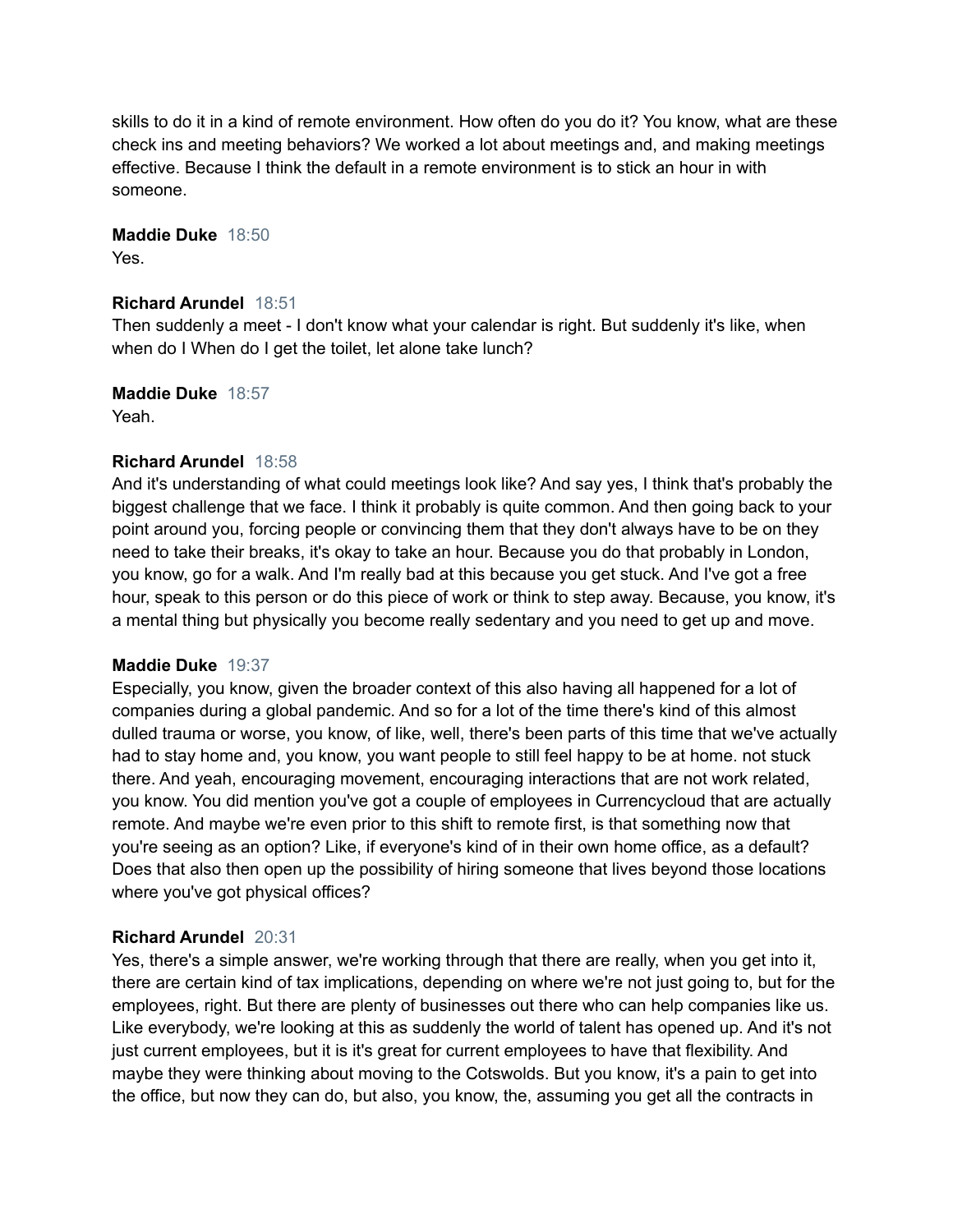skills to do it in a kind of remote environment. How often do you do it? You know, what are these check ins and meeting behaviors? We worked a lot about meetings and, and making meetings effective. Because I think the default in a remote environment is to stick an hour in with someone.

**Maddie Duke** 18:50
Yes.

**Richard Arundel** 18:51
Then suddenly a meet - I don't know what your calendar is right. But suddenly it's like, when when do I When do I get the toilet, let alone take lunch?

**Maddie Duke** 18:57
Yeah.

**Richard Arundel** 18:58
And it's understanding of what could meetings look like? And say yes, I think that's probably the biggest challenge that we face. I think it probably is quite common. And then going back to your point around you, forcing people or convincing them that they don't always have to be on they need to take their breaks, it's okay to take an hour. Because you do that probably in London, you know, go for a walk. And I'm really bad at this because you get stuck. And I've got a free hour, speak to this person or do this piece of work or think to step away. Because, you know, it's a mental thing but physically you become really sedentary and you need to get up and move.

**Maddie Duke** 19:37
Especially, you know, given the broader context of this also having all happened for a lot of companies during a global pandemic. And so for a lot of the time there's kind of this almost dulled trauma or worse, you know, of like, well, there's been parts of this time that we've actually had to stay home and, you know, you want people to still feel happy to be at home. not stuck there. And yeah, encouraging movement, encouraging interactions that are not work related, you know. You did mention you've got a couple of employees in Currencycloud that are actually remote. And maybe we're even prior to this shift to remote first, is that something now that you're seeing as an option? Like, if everyone's kind of in their own home office, as a default? Does that also then open up the possibility of hiring someone that lives beyond those locations where you've got physical offices?

**Richard Arundel** 20:31
Yes, there's a simple answer, we're working through that there are really, when you get into it, there are certain kind of tax implications, depending on where we're not just going to, but for the employees, right. But there are plenty of businesses out there who can help companies like us. Like everybody, we're looking at this as suddenly the world of talent has opened up. And it's not just current employees, but it is it's great for current employees to have that flexibility. And maybe they were thinking about moving to the Cotswolds. But you know, it's a pain to get into the office, but now they can do, but also, you know, the, assuming you get all the contracts in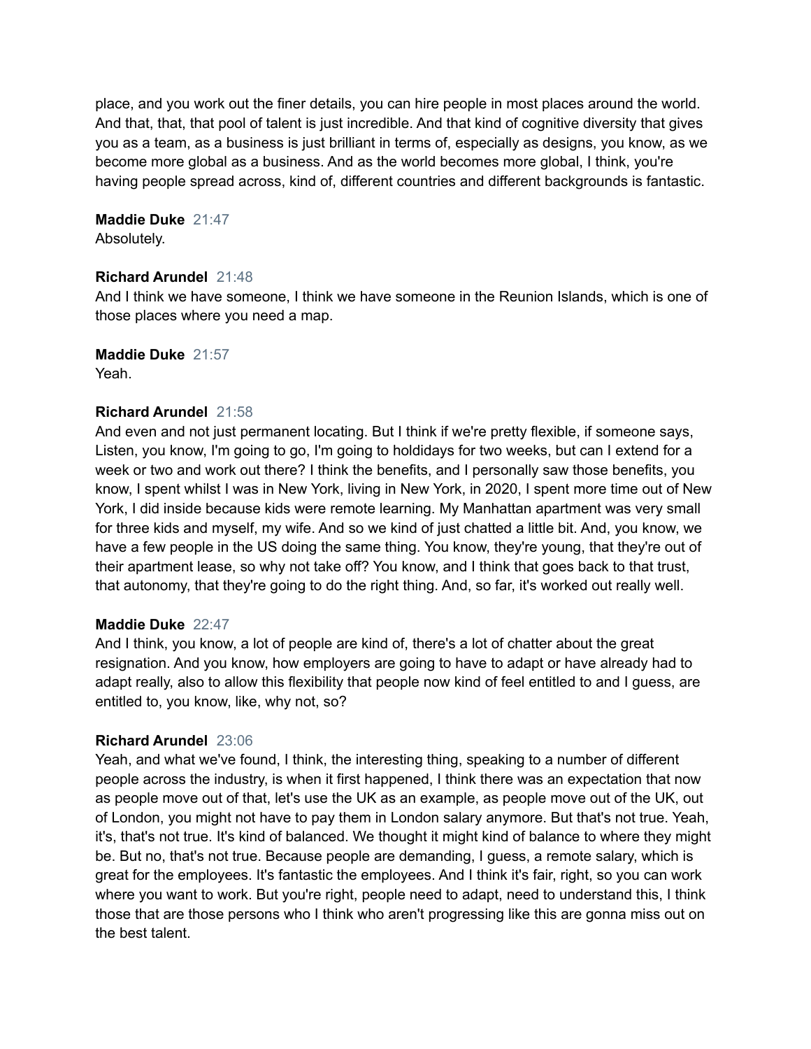place, and you work out the finer details, you can hire people in most places around the world. And that, that, that pool of talent is just incredible. And that kind of cognitive diversity that gives you as a team, as a business is just brilliant in terms of, especially as designs, you know, as we become more global as a business. And as the world becomes more global, I think, you're having people spread across, kind of, different countries and different backgrounds is fantastic.

**Maddie Duke** 21:47
Absolutely.

**Richard Arundel** 21:48
And I think we have someone, I think we have someone in the Reunion Islands, which is one of those places where you need a map.

**Maddie Duke** 21:57
Yeah.

**Richard Arundel** 21:58
And even and not just permanent locating. But I think if we're pretty flexible, if someone says, Listen, you know, I'm going to go, I'm going to holdidays for two weeks, but can I extend for a week or two and work out there? I think the benefits, and I personally saw those benefits, you know, I spent whilst I was in New York, living in New York, in 2020, I spent more time out of New York, I did inside because kids were remote learning. My Manhattan apartment was very small for three kids and myself, my wife. And so we kind of just chatted a little bit. And, you know, we have a few people in the US doing the same thing. You know, they're young, that they're out of their apartment lease, so why not take off? You know, and I think that goes back to that trust, that autonomy, that they're going to do the right thing. And, so far, it's worked out really well.

**Maddie Duke** 22:47
And I think, you know, a lot of people are kind of, there's a lot of chatter about the great resignation. And you know, how employers are going to have to adapt or have already had to adapt really, also to allow this flexibility that people now kind of feel entitled to and I guess, are entitled to, you know, like, why not, so?

**Richard Arundel** 23:06
Yeah, and what we've found, I think, the interesting thing, speaking to a number of different people across the industry, is when it first happened, I think there was an expectation that now as people move out of that, let's use the UK as an example, as people move out of the UK, out of London, you might not have to pay them in London salary anymore. But that's not true. Yeah, it's, that's not true. It's kind of balanced. We thought it might kind of balance to where they might be. But no, that's not true. Because people are demanding, I guess, a remote salary, which is great for the employees. It's fantastic the employees. And I think it's fair, right, so you can work where you want to work. But you're right, people need to adapt, need to understand this, I think those that are those persons who I think who aren't progressing like this are gonna miss out on the best talent.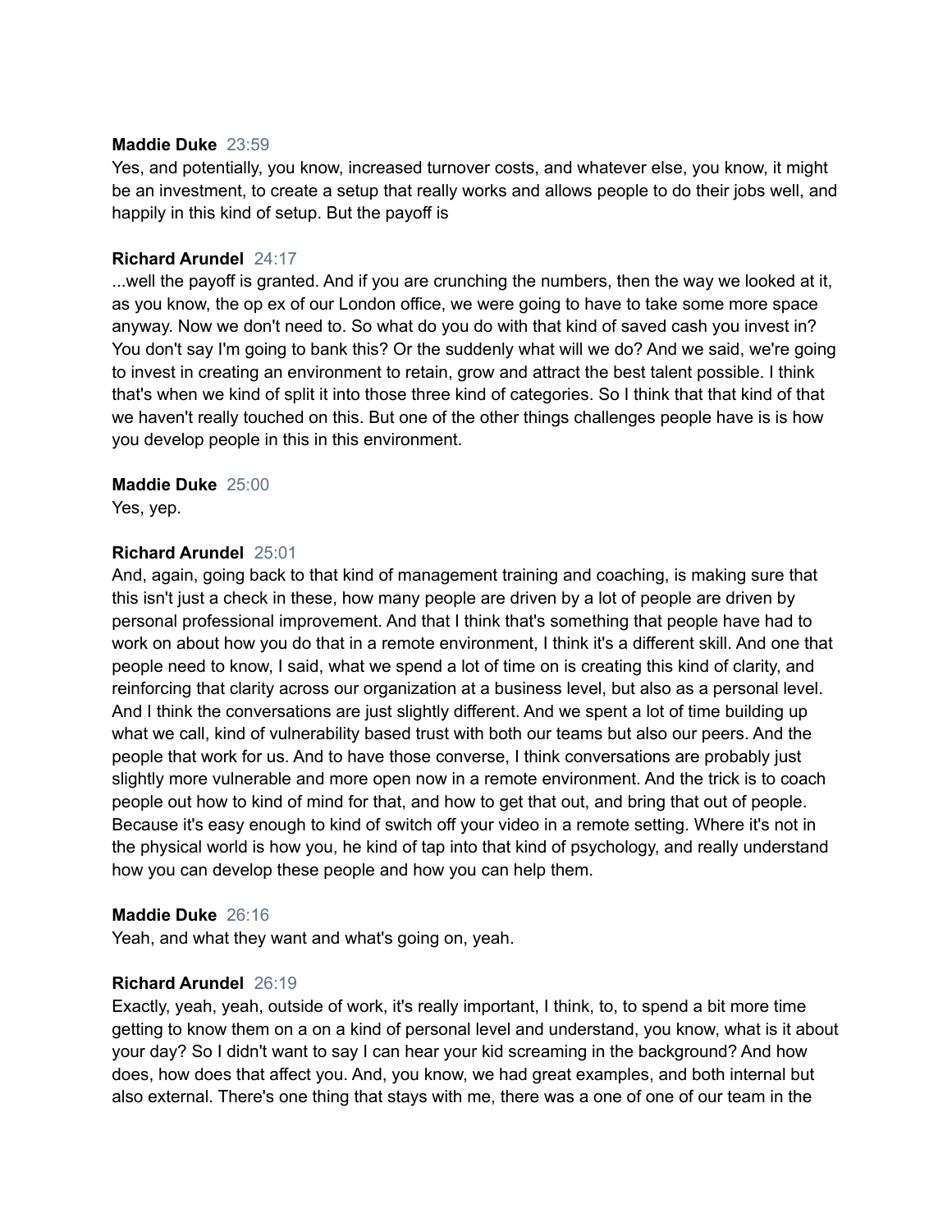**Maddie Duke** 23:59
Yes, and potentially, you know, increased turnover costs, and whatever else, you know, it might be an investment, to create a setup that really works and allows people to do their jobs well, and happily in this kind of setup. But the payoff is

**Richard Arundel** 24:17
...well the payoff is granted. And if you are crunching the numbers, then the way we looked at it, as you know, the op ex of our London office, we were going to have to take some more space anyway. Now we don't need to. So what do you do with that kind of saved cash you invest in? You don't say I'm going to bank this? Or the suddenly what will we do? And we said, we're going to invest in creating an environment to retain, grow and attract the best talent possible. I think that's when we kind of split it into those three kind of categories. So I think that that kind of that we haven't really touched on this. But one of the other things challenges people have is is how you develop people in this in this environment.

**Maddie Duke** 25:00
Yes, yep.

**Richard Arundel** 25:01
And, again, going back to that kind of management training and coaching, is making sure that this isn't just a check in these, how many people are driven by a lot of people are driven by personal professional improvement. And that I think that's something that people have had to work on about how you do that in a remote environment, I think it's a different skill. And one that people need to know, I said, what we spend a lot of time on is creating this kind of clarity, and reinforcing that clarity across our organization at a business level, but also as a personal level. And I think the conversations are just slightly different. And we spent a lot of time building up what we call, kind of vulnerability based trust with both our teams but also our peers. And the people that work for us. And to have those converse, I think conversations are probably just slightly more vulnerable and more open now in a remote environment. And the trick is to coach people out how to kind of mind for that, and how to get that out, and bring that out of people. Because it's easy enough to kind of switch off your video in a remote setting. Where it's not in the physical world is how you, he kind of tap into that kind of psychology, and really understand how you can develop these people and how you can help them.

**Maddie Duke** 26:16
Yeah, and what they want and what's going on, yeah.

**Richard Arundel** 26:19
Exactly, yeah, yeah, outside of work, it's really important, I think, to, to spend a bit more time getting to know them on a on a kind of personal level and understand, you know, what is it about your day? So I didn't want to say I can hear your kid screaming in the background? And how does, how does that affect you. And, you know, we had great examples, and both internal but also external. There's one thing that stays with me, there was a one of one of our team in the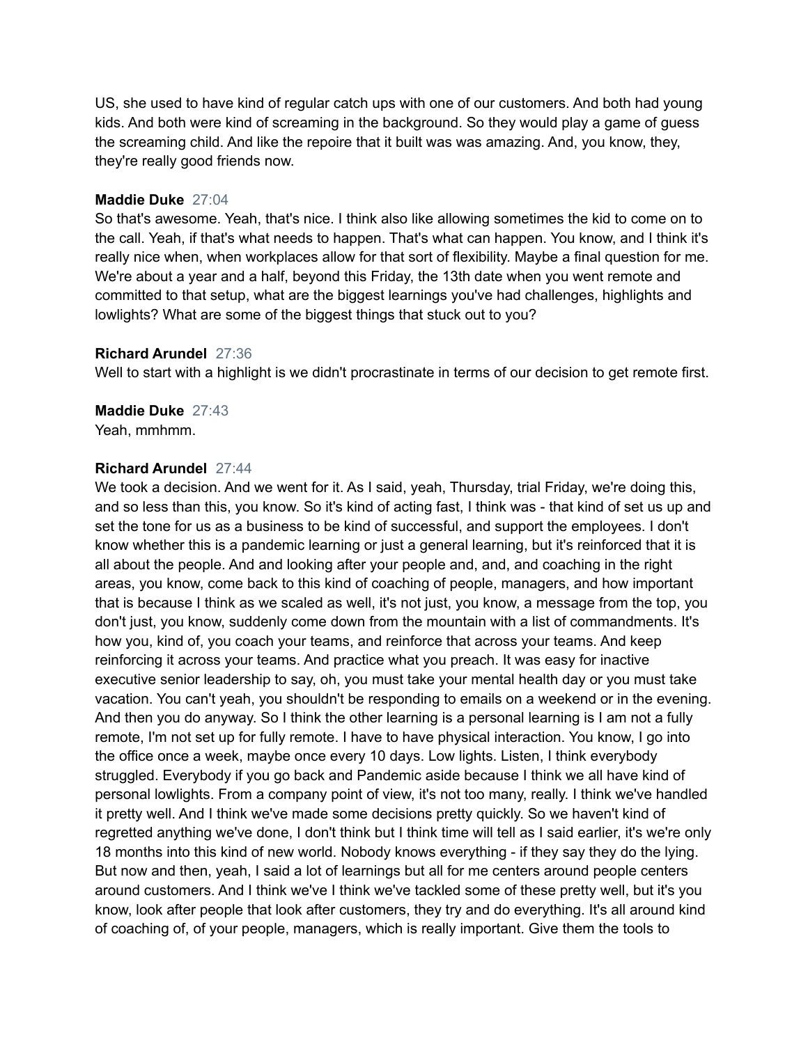US, she used to have kind of regular catch ups with one of our customers. And both had young kids. And both were kind of screaming in the background. So they would play a game of guess the screaming child. And like the repoire that it built was was amazing. And, you know, they, they're really good friends now.

**Maddie Duke** 27:04
So that's awesome. Yeah, that's nice. I think also like allowing sometimes the kid to come on to the call. Yeah, if that's what needs to happen. That's what can happen. You know, and I think it's really nice when, when workplaces allow for that sort of flexibility. Maybe a final question for me. We're about a year and a half, beyond this Friday, the 13th date when you went remote and committed to that setup, what are the biggest learnings you've had challenges, highlights and lowlights? What are some of the biggest things that stuck out to you?

**Richard Arundel** 27:36
Well to start with a highlight is we didn't procrastinate in terms of our decision to get remote first.

**Maddie Duke** 27:43
Yeah, mmhmm.

**Richard Arundel** 27:44
We took a decision. And we went for it. As I said, yeah, Thursday, trial Friday, we're doing this, and so less than this, you know. So it's kind of acting fast, I think was - that kind of set us up and set the tone for us as a business to be kind of successful, and support the employees. I don't know whether this is a pandemic learning or just a general learning, but it's reinforced that it is all about the people. And and looking after your people and, and, and coaching in the right areas, you know, come back to this kind of coaching of people, managers, and how important that is because I think as we scaled as well, it's not just, you know, a message from the top, you don't just, you know, suddenly come down from the mountain with a list of commandments. It's how you, kind of, you coach your teams, and reinforce that across your teams. And keep reinforcing it across your teams. And practice what you preach. It was easy for inactive executive senior leadership to say, oh, you must take your mental health day or you must take vacation. You can't yeah, you shouldn't be responding to emails on a weekend or in the evening. And then you do anyway. So I think the other learning is a personal learning is I am not a fully remote, I'm not set up for fully remote. I have to have physical interaction. You know, I go into the office once a week, maybe once every 10 days. Low lights. Listen, I think everybody struggled. Everybody if you go back and Pandemic aside because I think we all have kind of personal lowlights. From a company point of view, it's not too many, really. I think we've handled it pretty well. And I think we've made some decisions pretty quickly. So we haven't kind of regretted anything we've done, I don't think but I think time will tell as I said earlier, it's we're only 18 months into this kind of new world. Nobody knows everything - if they say they do the lying. But now and then, yeah, I said a lot of learnings but all for me centers around people centers around customers. And I think we've I think we've tackled some of these pretty well, but it's you know, look after people that look after customers, they try and do everything. It's all around kind of coaching of, of your people, managers, which is really important. Give them the tools to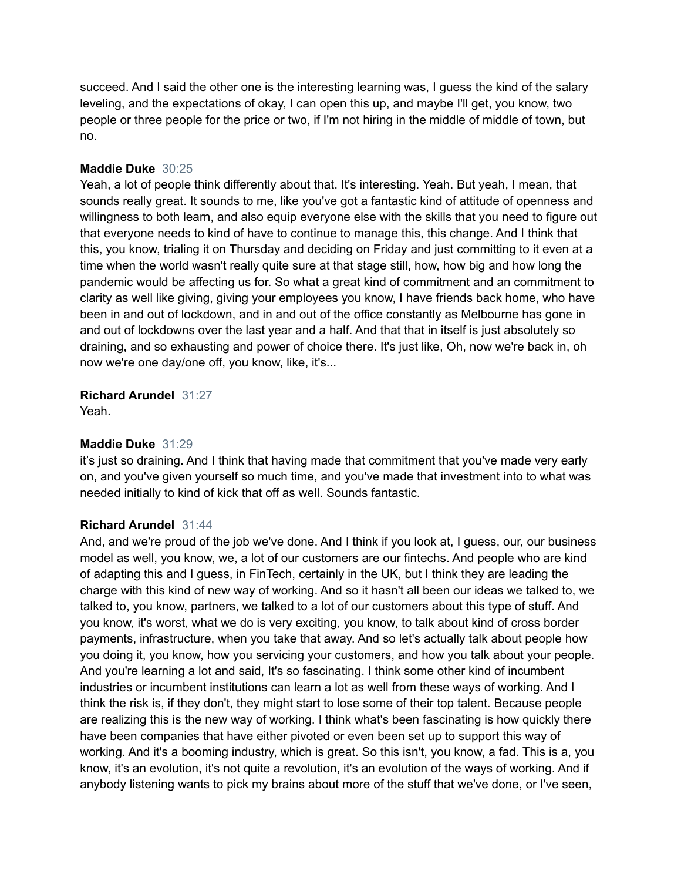succeed. And I said the other one is the interesting learning was, I guess the kind of the salary leveling, and the expectations of okay, I can open this up, and maybe I'll get, you know, two people or three people for the price or two, if I'm not hiring in the middle of middle of town, but no.

**Maddie Duke** 30:25
Yeah, a lot of people think differently about that. It's interesting. Yeah. But yeah, I mean, that sounds really great. It sounds to me, like you've got a fantastic kind of attitude of openness and willingness to both learn, and also equip everyone else with the skills that you need to figure out that everyone needs to kind of have to continue to manage this, this change. And I think that this, you know, trialing it on Thursday and deciding on Friday and just committing to it even at a time when the world wasn't really quite sure at that stage still, how, how big and how long the pandemic would be affecting us for. So what a great kind of commitment and an commitment to clarity as well like giving, giving your employees you know, I have friends back home, who have been in and out of lockdown, and in and out of the office constantly as Melbourne has gone in and out of lockdowns over the last year and a half. And that that in itself is just absolutely so draining, and so exhausting and power of choice there. It's just like, Oh, now we're back in, oh now we're one day/one off, you know, like, it's...

**Richard Arundel** 31:27
Yeah.

**Maddie Duke** 31:29
it's just so draining. And I think that having made that commitment that you've made very early on, and you've given yourself so much time, and you've made that investment into to what was needed initially to kind of kick that off as well. Sounds fantastic.

**Richard Arundel** 31:44
And, and we're proud of the job we've done. And I think if you look at, I guess, our, our business model as well, you know, we, a lot of our customers are our fintechs. And people who are kind of adapting this and I guess, in FinTech, certainly in the UK, but I think they are leading the charge with this kind of new way of working. And so it hasn't all been our ideas we talked to, we talked to, you know, partners, we talked to a lot of our customers about this type of stuff. And you know, it's worst, what we do is very exciting, you know, to talk about kind of cross border payments, infrastructure, when you take that away. And so let's actually talk about people how you doing it, you know, how you servicing your customers, and how you talk about your people. And you're learning a lot and said, It's so fascinating. I think some other kind of incumbent industries or incumbent institutions can learn a lot as well from these ways of working. And I think the risk is, if they don't, they might start to lose some of their top talent. Because people are realizing this is the new way of working. I think what's been fascinating is how quickly there have been companies that have either pivoted or even been set up to support this way of working. And it's a booming industry, which is great. So this isn't, you know, a fad. This is a, you know, it's an evolution, it's not quite a revolution, it's an evolution of the ways of working. And if anybody listening wants to pick my brains about more of the stuff that we've done, or I've seen,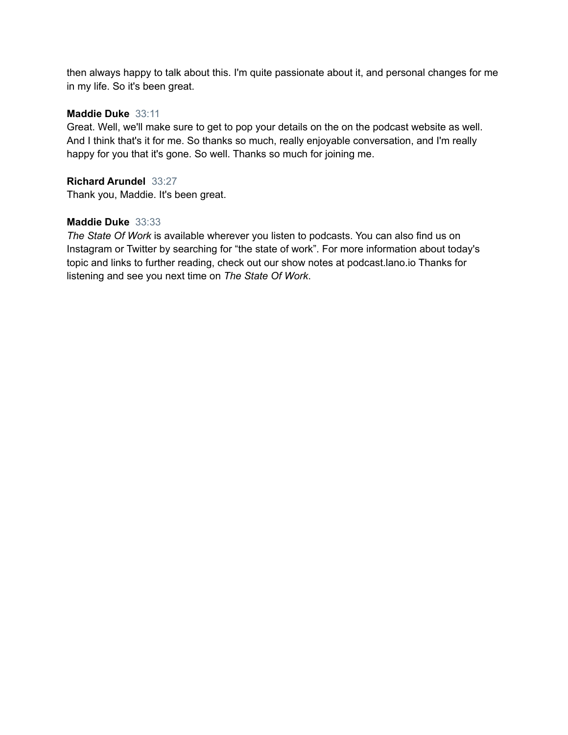then always happy to talk about this. I'm quite passionate about it, and personal changes for me in my life. So it's been great.

**Maddie Duke** 33:11
Great. Well, we'll make sure to get to pop your details on the on the podcast website as well. And I think that's it for me. So thanks so much, really enjoyable conversation, and I'm really happy for you that it's gone. So well. Thanks so much for joining me.

**Richard Arundel** 33:27
Thank you, Maddie. It's been great.

**Maddie Duke** 33:33
*The State Of Work* is available wherever you listen to podcasts. You can also find us on Instagram or Twitter by searching for "the state of work". For more information about today's topic and links to further reading, check out our show notes at podcast.lano.io Thanks for listening and see you next time on *The State Of Work*.